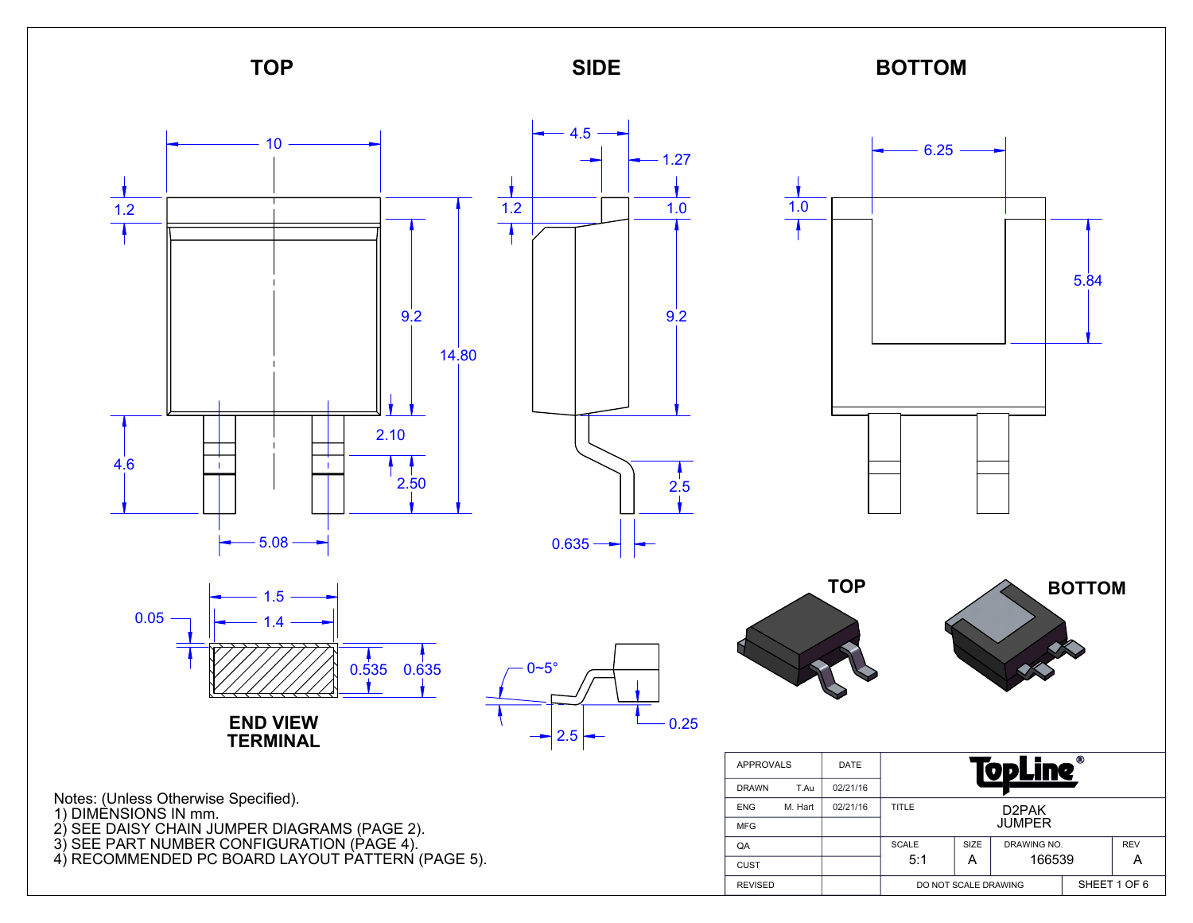## TOP

10, 1.2, 9.2, 14.80, 4.6, 2.10, 2.50, 5.08

## SIDE

4.5, 1.27, 1.2, 1.0, 9.2, 2.5, 0.635

## BOTTOM

6.25, 1.0, 5.84

### END VIEW TERMINAL

1.5, 1.4, 0.05, 0.535, 0.635

0~5°, 2.5, 0.25

**TOP** **BOTTOM**

Notes: (Unless Otherwise Specified).
1) DIMENSIONS IN mm.
2) SEE DAISY CHAIN JUMPER DIAGRAMS (PAGE 2).
3) SEE PART NUMBER CONFIGURATION (PAGE 4).
4) RECOMMENDED PC BOARD LAYOUT PATTERN (PAGE 5).

| APPROVALS | | DATE |
|---|---|---|
| DRAWN | T.Au | 02/21/16 |
| ENG | M. Hart | 02/21/16 |
| MFG | | |
| QA | | |
| CUST | | |
| REVISED | | |

TopLine®

| TITLE | D2PAK JUMPER | | |
|---|---|---|---|
| SCALE | SIZE | DRAWING NO. | REV |
| 5:1 | A | 166539 | A |
| DO NOT SCALE DRAWING | | SHEET 1 OF 6 | |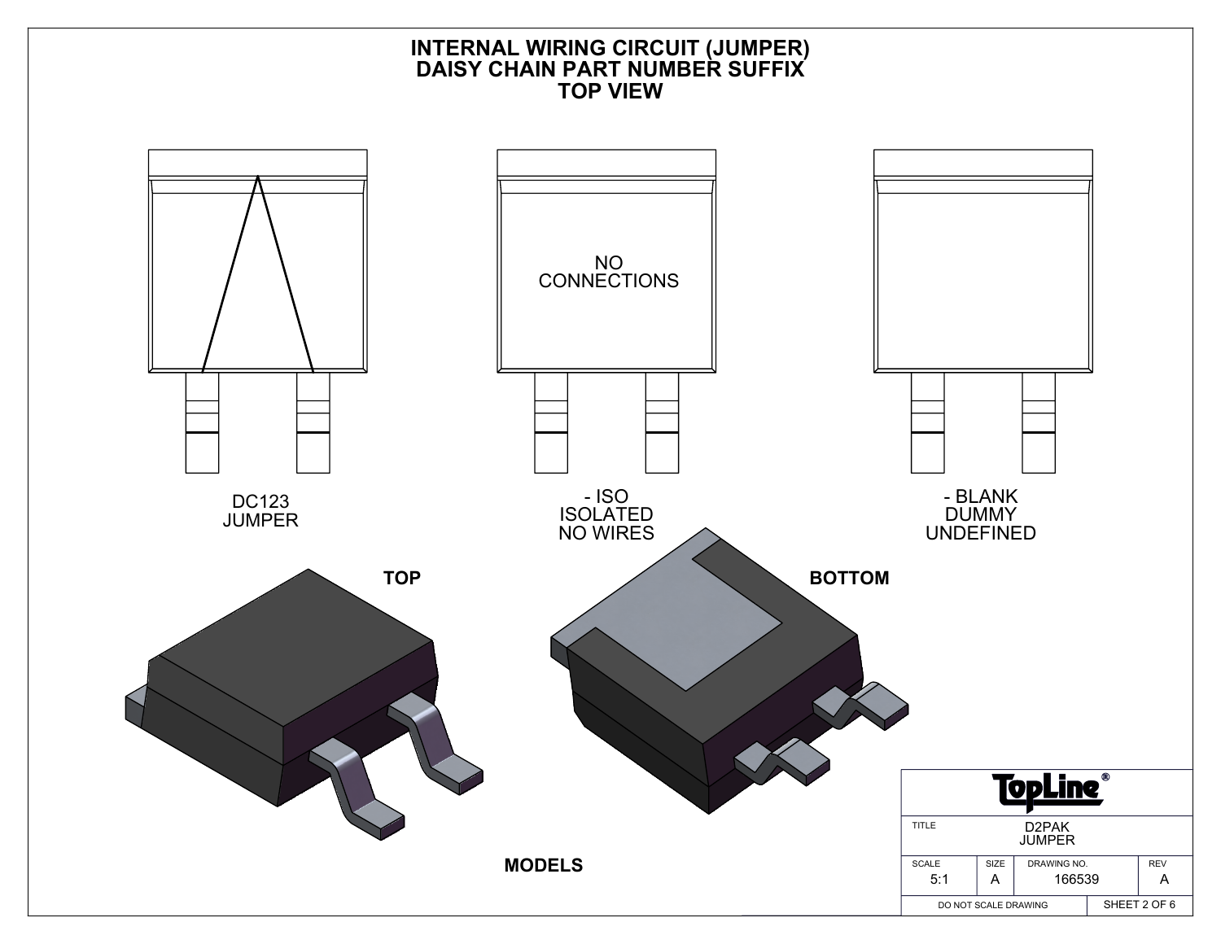# INTERNAL WIRING CIRCUIT (JUMPER)
# DAISY CHAIN PART NUMBER SUFFIX
# TOP VIEW

DC123
JUMPER

NO
CONNECTIONS

- ISO
ISOLATED
NO WIRES

- BLANK
DUMMY
UNDEFINED

**TOP**

**BOTTOM**

**MODELS**

| TopLine® | | | |
|---|---|---|---|
| TITLE | D2PAK JUMPER | | |
| SCALE 5:1 | SIZE A | DRAWING NO. 166539 | REV A |
| DO NOT SCALE DRAWING | | | |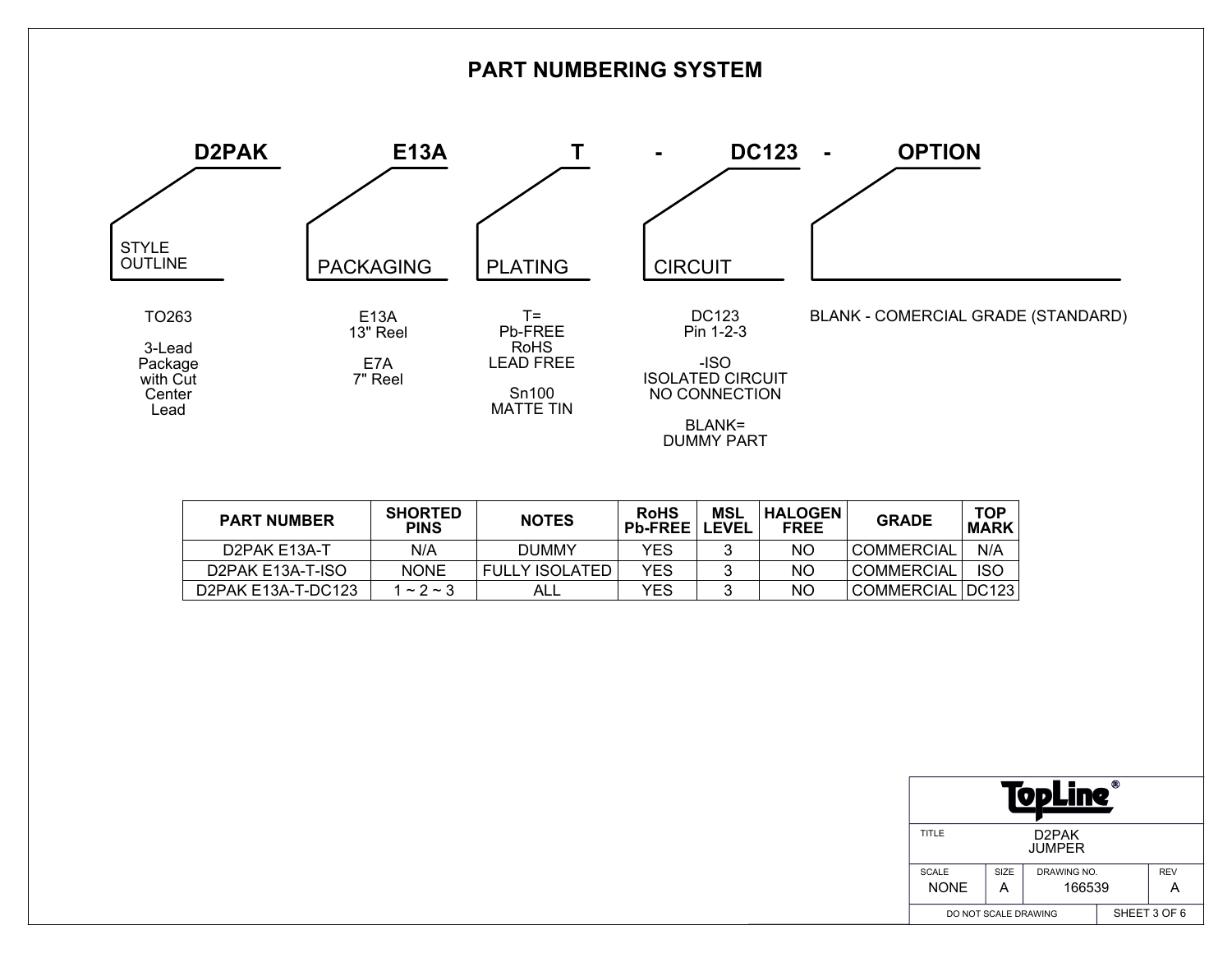# PART NUMBERING SYSTEM

**D2PAK** **E13A** **T** **-** **DC123** **-** **OPTION**

**STYLE OUTLINE**

TO263

3-Lead Package with Cut Center Lead

**PACKAGING**

E13A
13" Reel

E7A
7" Reel

**PLATING**

T=
Pb-FREE
RoHS
LEAD FREE

Sn100
MATTE TIN

**CIRCUIT**

DC123
Pin 1-2-3

-ISO
ISOLATED CIRCUIT
NO CONNECTION

BLANK=
DUMMY PART

**OPTION**

BLANK - COMERCIAL GRADE (STANDARD)

| PART NUMBER | SHORTED PINS | NOTES | RoHS Pb-FREE | MSL LEVEL | HALOGEN FREE | GRADE | TOP MARK |
|---|---|---|---|---|---|---|---|
| D2PAK E13A-T | N/A | DUMMY | YES | 3 | NO | COMMERCIAL | N/A |
| D2PAK E13A-T-ISO | NONE | FULLY ISOLATED | YES | 3 | NO | COMMERCIAL | ISO |
| D2PAK E13A-T-DC123 | 1 ~ 2 ~ 3 | ALL | YES | 3 | NO | COMMERCIAL | DC123 |

TopLine®

| TITLE | D2PAK JUMPER | | |
|---|---|---|---|
| SCALE: NONE | SIZE: A | DRAWING NO.: 166539 | REV: A |
| DO NOT SCALE DRAWING | | SHEET 3 OF 6 | |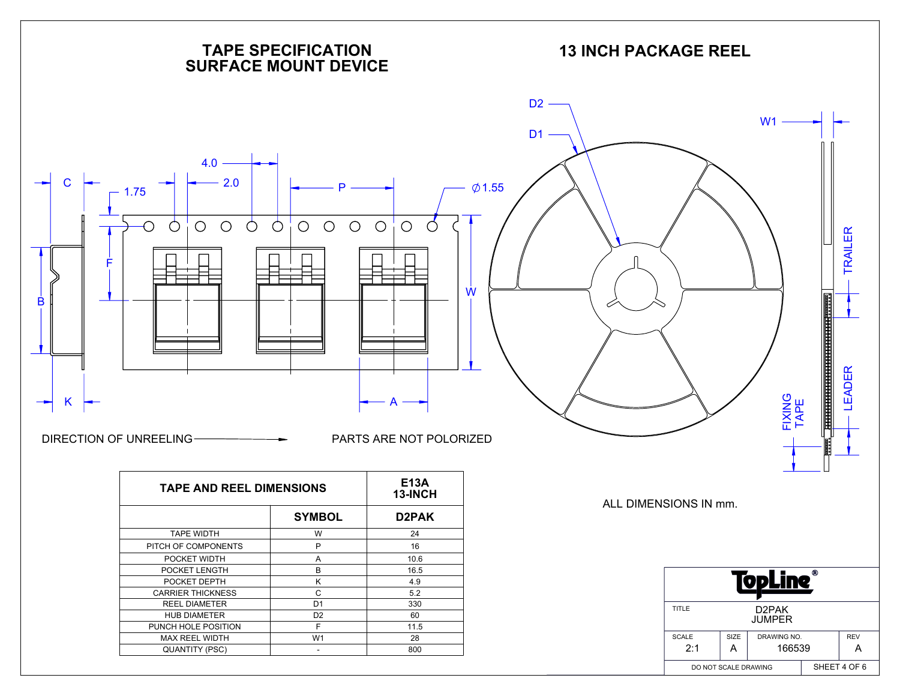# TAPE SPECIFICATION SURFACE MOUNT DEVICE

DIRECTION OF UNREELING

PARTS ARE NOT POLORIZED

# 13 INCH PACKAGE REEL

ALL DIMENSIONS IN mm.

| TAPE AND REEL DIMENSIONS | | E13A 13-INCH |
|---|---|---|
| | SYMBOL | D2PAK |
| TAPE WIDTH | W | 24 |
| PITCH OF COMPONENTS | P | 16 |
| POCKET WIDTH | A | 10.6 |
| POCKET LENGTH | B | 16.5 |
| POCKET DEPTH | K | 4.9 |
| CARRIER THICKNESS | C | 5.2 |
| REEL DIAMETER | D1 | 330 |
| HUB DIAMETER | D2 | 60 |
| PUNCH HOLE POSITION | F | 11.5 |
| MAX REEL WIDTH | W1 | 28 |
| QUANTITY (PSC) | - | 800 |

| TopLine® | | | |
|---|---|---|---|
| TITLE | D2PAK JUMPER | | |
| SCALE 2:1 | SIZE A | DRAWING NO. 166539 | REV A |
| DO NOT SCALE DRAWING | | SHEET 4 OF 6 | |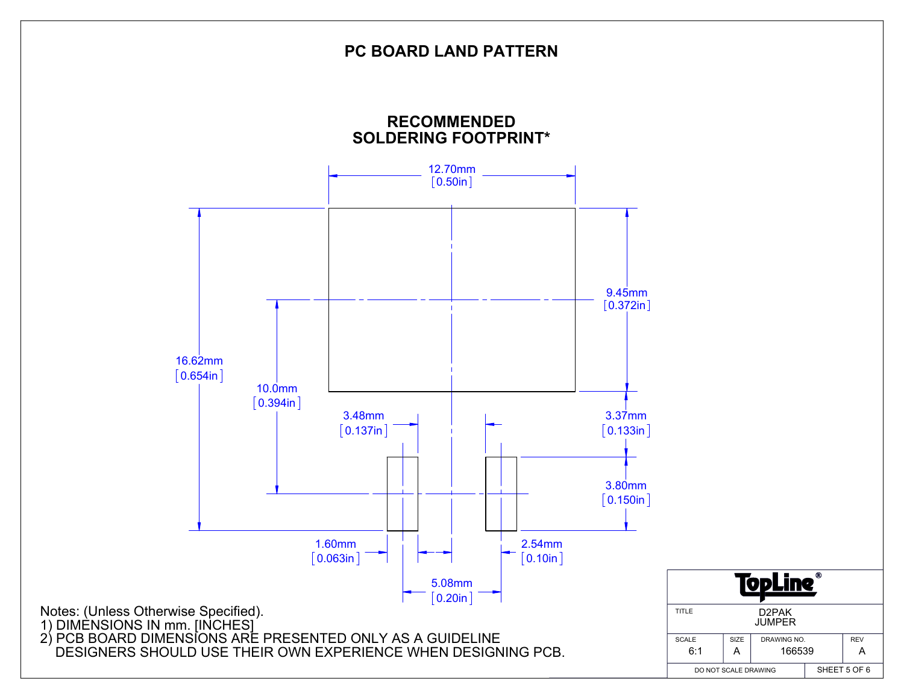# PC BOARD LAND PATTERN

## RECOMMENDED SOLDERING FOOTPRINT*

12.70mm [0.50in]

9.45mm [0.372in]

16.62mm [0.654in]

10.0mm [0.394in]

3.48mm [0.137in]

3.37mm [0.133in]

3.80mm [0.150in]

1.60mm [0.063in]

2.54mm [0.10in]

5.08mm [0.20in]

Notes: (Unless Otherwise Specified).
1) DIMENSIONS IN mm. [INCHES]
2) PCB BOARD DIMENSIONS ARE PRESENTED ONLY AS A GUIDELINE
   DESIGNERS SHOULD USE THEIR OWN EXPERIENCE WHEN DESIGNING PCB.

| TopLine® | | | |
|---|---|---|---|
| TITLE: D2PAK JUMPER | | | |
| SCALE: 6:1 | SIZE: A | DRAWING NO.: 166539 | REV: A |
| DO NOT SCALE DRAWING | | SHEET 5 OF 6 | |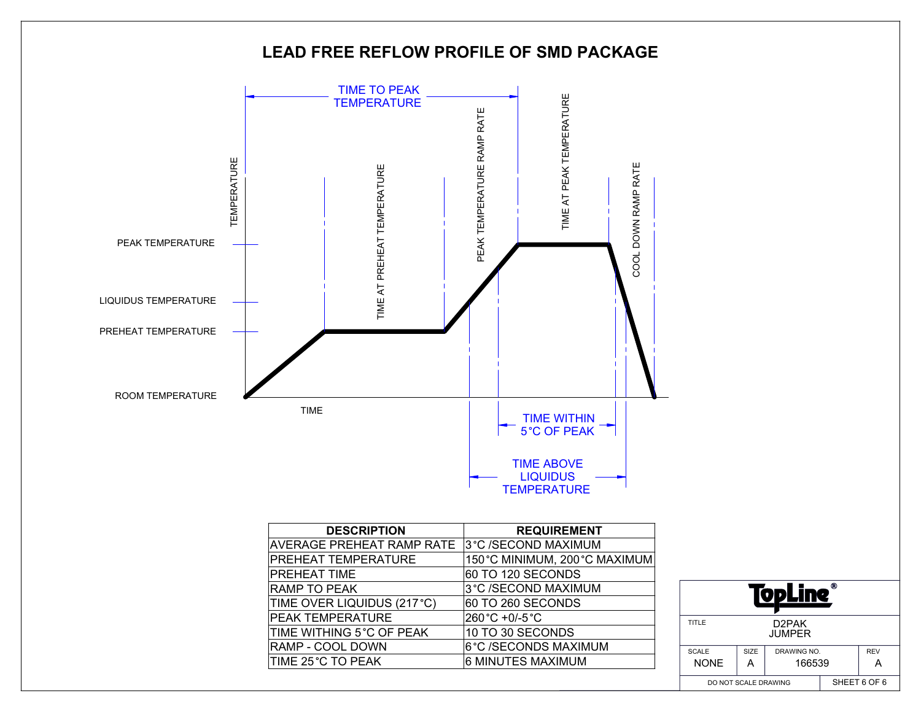# LEAD FREE REFLOW PROFILE OF SMD PACKAGE

TIME TO PEAK TEMPERATURE

TEMPERATURE

TIME AT PREHEAT TEMPERATURE

PEAK TEMPERATURE RAMP RATE

TIME AT PEAK TEMPERATURE

COOL DOWN RAMP RATE

PEAK TEMPERATURE

LIQUIDUS TEMPERATURE

PREHEAT TEMPERATURE

ROOM TEMPERATURE

TIME

TIME WITHIN 5°C OF PEAK

TIME ABOVE LIQUIDUS TEMPERATURE

| DESCRIPTION | REQUIREMENT |
|---|---|
| AVERAGE PREHEAT RAMP RATE | 3°C /SECOND MAXIMUM |
| PREHEAT TEMPERATURE | 150°C MINIMUM, 200°C MAXIMUM |
| PREHEAT TIME | 60 TO 120 SECONDS |
| RAMP TO PEAK | 3°C /SECOND MAXIMUM |
| TIME OVER LIQUIDUS (217°C) | 60 TO 260 SECONDS |
| PEAK TEMPERATURE | 260°C +0/-5°C |
| TIME WITHING 5°C OF PEAK | 10 TO 30 SECONDS |
| RAMP - COOL DOWN | 6°C /SECONDS MAXIMUM |
| TIME 25°C TO PEAK | 6 MINUTES MAXIMUM |

TopLine®

| | | | |
|---|---|---|---|
| TITLE | D2PAK JUMPER | | |
| SCALE NONE | SIZE A | DRAWING NO. 166539 | REV A |
| DO NOT SCALE DRAWING | | SHEET 6 OF 6 | |